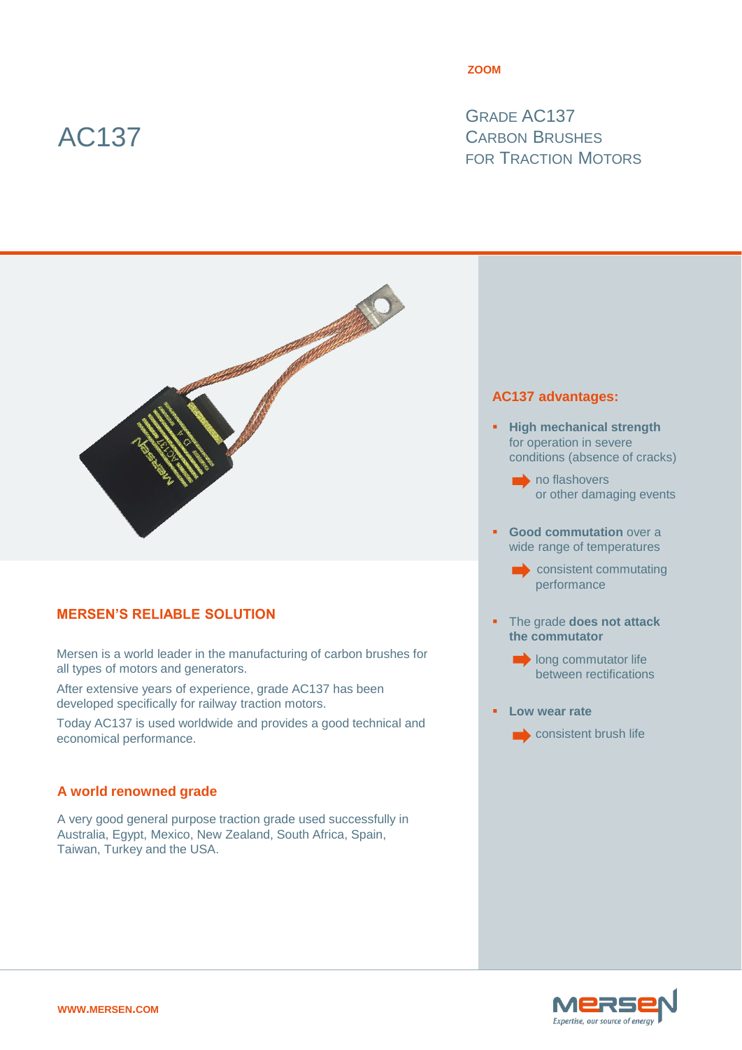ZOOM

# AC137

## Grade AC137 Carbon Brushes for Traction Motors

## AC137 advantages:

- **High mechanical strength** for operation in severe conditions (absence of cracks)
  - ➡ no flashovers or other damaging events
- **Good commutation** over a wide range of temperatures
  - ➡ consistent commutating performance
- The grade **does not attack the commutator**
  - ➡ long commutator life between rectifications
- **Low wear rate**
  - ➡ consistent brush life

## MERSEN'S RELIABLE SOLUTION

Mersen is a world leader in the manufacturing of carbon brushes for all types of motors and generators.

After extensive years of experience, grade AC137 has been developed specifically for railway traction motors.

Today AC137 is used worldwide and provides a good technical and economical performance.

## A world renowned grade

A very good general purpose traction grade used successfully in Australia, Egypt, Mexico, New Zealand, South Africa, Spain, Taiwan, Turkey and the USA.

WWW.MERSEN.COM

MERSEN
Expertise, our source of energy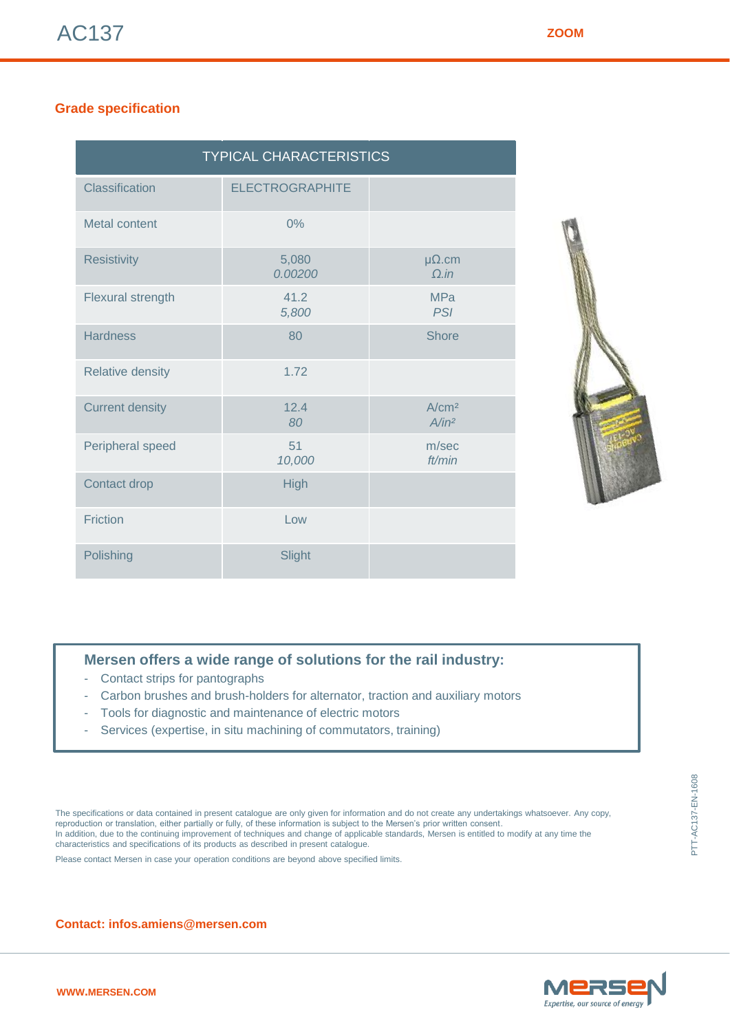# AC137

ZOOM

## Grade specification

| TYPICAL CHARACTERISTICS | | |
|---|---|---|
| Classification | ELECTROGRAPHITE | |
| Metal content | 0% | |
| Resistivity | 5,080<br>*0.00200* | μΩ.cm<br>*Ω.in* |
| Flexural strength | 41.2<br>*5,800* | MPa<br>*PSI* |
| Hardness | 80 | Shore |
| Relative density | 1.72 | |
| Current density | 12.4<br>*80* | A/cm²<br>*A/in²* |
| Peripheral speed | 51<br>*10,000* | m/sec<br>*ft/min* |
| Contact drop | High | |
| Friction | Low | |
| Polishing | Slight | |

### Mersen offers a wide range of solutions for the rail industry:

- Contact strips for pantographs
- Carbon brushes and brush-holders for alternator, traction and auxiliary motors
- Tools for diagnostic and maintenance of electric motors
- Services (expertise, in situ machining of commutators, training)

The specifications or data contained in present catalogue are only given for information and do not create any undertakings whatsoever. Any copy, reproduction or translation, either partially or fully, of these information is subject to the Mersen's prior written consent.
In addition, due to the continuing improvement of techniques and change of applicable standards, Mersen is entitled to modify at any time the characteristics and specifications of its products as described in present catalogue.

Please contact Mersen in case your operation conditions are beyond above specified limits.

PTT-AC137-EN-1608

**Contact: infos.amiens@mersen.com**

**WWW.MERSEN.COM**